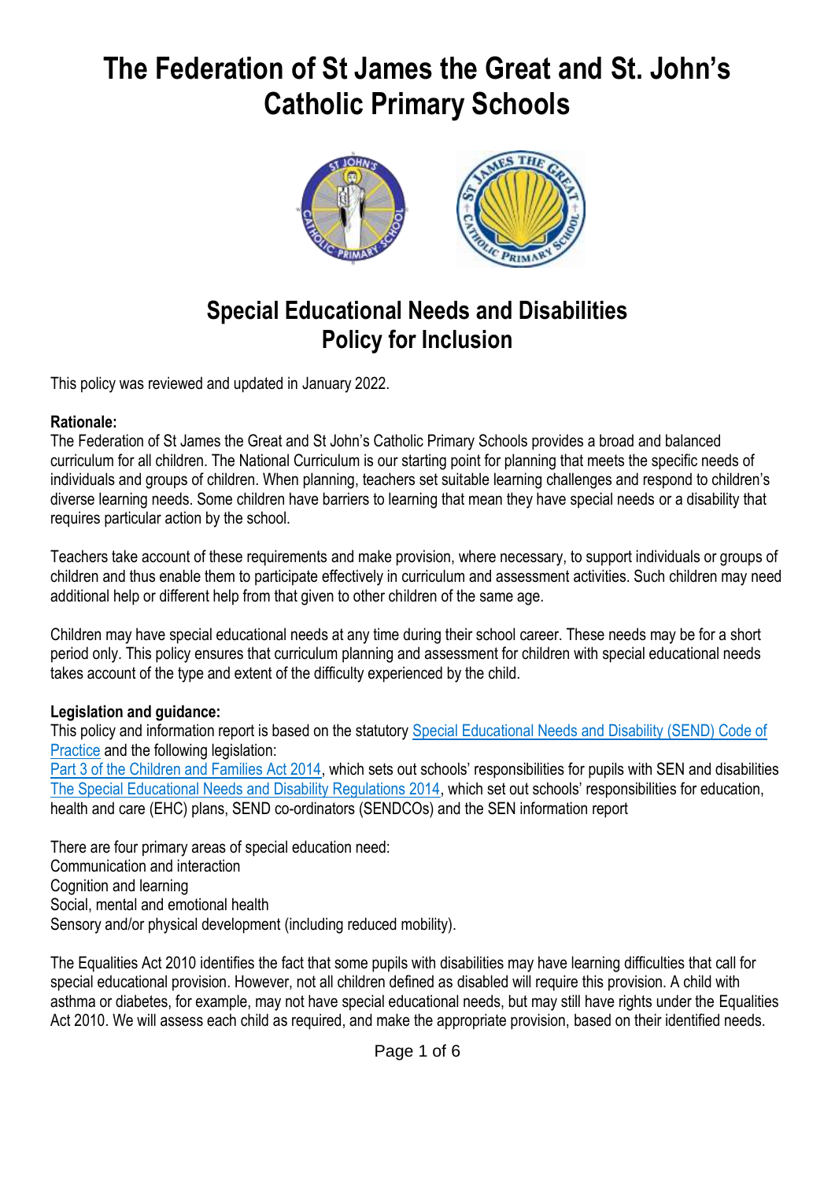# The Federation of St James the Great and St. John's Catholic Primary Schools

## Special Educational Needs and Disabilities Policy for Inclusion

This policy was reviewed and updated in January 2022.

**Rationale:**
The Federation of St James the Great and St John's Catholic Primary Schools provides a broad and balanced curriculum for all children. The National Curriculum is our starting point for planning that meets the specific needs of individuals and groups of children. When planning, teachers set suitable learning challenges and respond to children's diverse learning needs. Some children have barriers to learning that mean they have special needs or a disability that requires particular action by the school.

Teachers take account of these requirements and make provision, where necessary, to support individuals or groups of children and thus enable them to participate effectively in curriculum and assessment activities. Such children may need additional help or different help from that given to other children of the same age.

Children may have special educational needs at any time during their school career. These needs may be for a short period only. This policy ensures that curriculum planning and assessment for children with special educational needs takes account of the type and extent of the difficulty experienced by the child.

**Legislation and guidance:**
This policy and information report is based on the statutory Special Educational Needs and Disability (SEND) Code of Practice and the following legislation:
Part 3 of the Children and Families Act 2014, which sets out schools' responsibilities for pupils with SEN and disabilities
The Special Educational Needs and Disability Regulations 2014, which set out schools' responsibilities for education, health and care (EHC) plans, SEND co-ordinators (SENDCOs) and the SEN information report

There are four primary areas of special education need:
Communication and interaction
Cognition and learning
Social, mental and emotional health
Sensory and/or physical development (including reduced mobility).

The Equalities Act 2010 identifies the fact that some pupils with disabilities may have learning difficulties that call for special educational provision. However, not all children defined as disabled will require this provision. A child with asthma or diabetes, for example, may not have special educational needs, but may still have rights under the Equalities Act 2010. We will assess each child as required, and make the appropriate provision, based on their identified needs.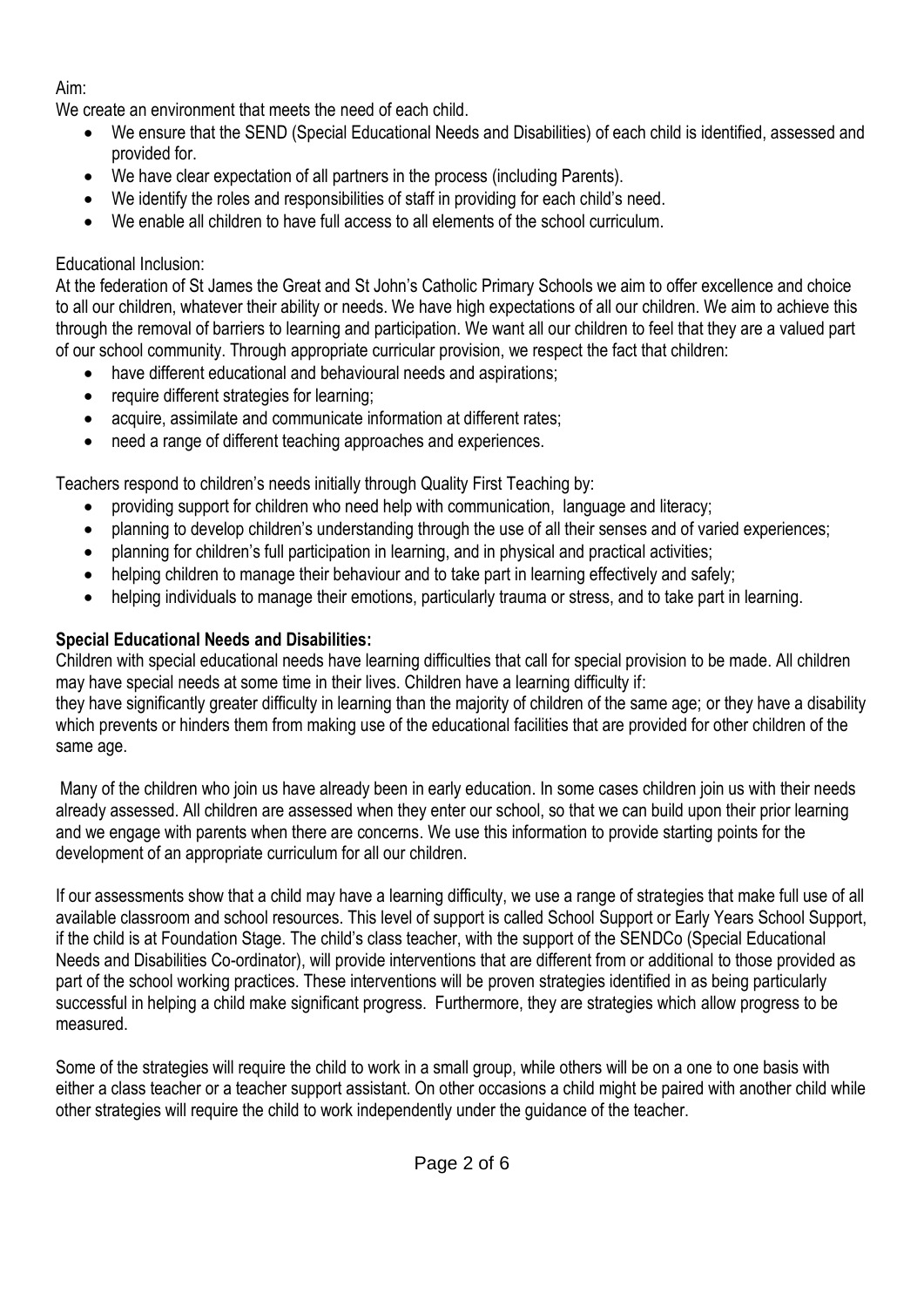Aim:

We create an environment that meets the need of each child.

- We ensure that the SEND (Special Educational Needs and Disabilities) of each child is identified, assessed and provided for.
- We have clear expectation of all partners in the process (including Parents).
- We identify the roles and responsibilities of staff in providing for each child's need.
- We enable all children to have full access to all elements of the school curriculum.

Educational Inclusion:

At the federation of St James the Great and St John's Catholic Primary Schools we aim to offer excellence and choice to all our children, whatever their ability or needs. We have high expectations of all our children. We aim to achieve this through the removal of barriers to learning and participation. We want all our children to feel that they are a valued part of our school community. Through appropriate curricular provision, we respect the fact that children:

- have different educational and behavioural needs and aspirations;
- require different strategies for learning;
- acquire, assimilate and communicate information at different rates;
- need a range of different teaching approaches and experiences.

Teachers respond to children's needs initially through Quality First Teaching by:

- providing support for children who need help with communication, language and literacy;
- planning to develop children's understanding through the use of all their senses and of varied experiences;
- planning for children's full participation in learning, and in physical and practical activities;
- helping children to manage their behaviour and to take part in learning effectively and safely;
- helping individuals to manage their emotions, particularly trauma or stress, and to take part in learning.

**Special Educational Needs and Disabilities:**

Children with special educational needs have learning difficulties that call for special provision to be made. All children may have special needs at some time in their lives. Children have a learning difficulty if:
they have significantly greater difficulty in learning than the majority of children of the same age; or they have a disability which prevents or hinders them from making use of the educational facilities that are provided for other children of the same age.

Many of the children who join us have already been in early education. In some cases children join us with their needs already assessed. All children are assessed when they enter our school, so that we can build upon their prior learning and we engage with parents when there are concerns. We use this information to provide starting points for the development of an appropriate curriculum for all our children.

If our assessments show that a child may have a learning difficulty, we use a range of strategies that make full use of all available classroom and school resources. This level of support is called School Support or Early Years School Support, if the child is at Foundation Stage. The child's class teacher, with the support of the SENDCo (Special Educational Needs and Disabilities Co-ordinator), will provide interventions that are different from or additional to those provided as part of the school working practices. These interventions will be proven strategies identified in as being particularly successful in helping a child make significant progress. Furthermore, they are strategies which allow progress to be measured.

Some of the strategies will require the child to work in a small group, while others will be on a one to one basis with either a class teacher or a teacher support assistant. On other occasions a child might be paired with another child while other strategies will require the child to work independently under the guidance of the teacher.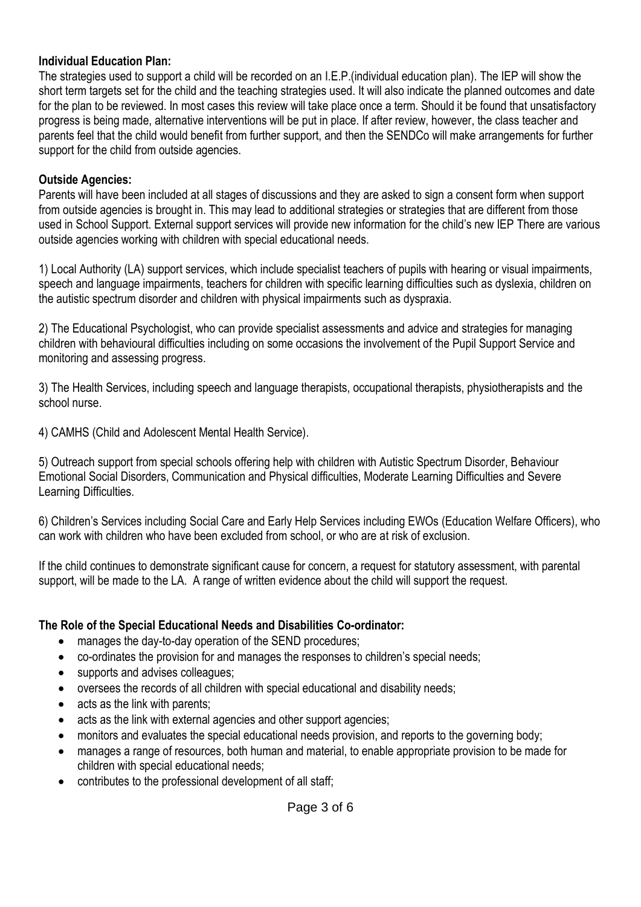**Individual Education Plan:**

The strategies used to support a child will be recorded on an I.E.P.(individual education plan). The IEP will show the short term targets set for the child and the teaching strategies used. It will also indicate the planned outcomes and date for the plan to be reviewed. In most cases this review will take place once a term. Should it be found that unsatisfactory progress is being made, alternative interventions will be put in place. If after review, however, the class teacher and parents feel that the child would benefit from further support, and then the SENDCo will make arrangements for further support for the child from outside agencies.

**Outside Agencies:**

Parents will have been included at all stages of discussions and they are asked to sign a consent form when support from outside agencies is brought in. This may lead to additional strategies or strategies that are different from those used in School Support. External support services will provide new information for the child's new IEP There are various outside agencies working with children with special educational needs.

1) Local Authority (LA) support services, which include specialist teachers of pupils with hearing or visual impairments, speech and language impairments, teachers for children with specific learning difficulties such as dyslexia, children on the autistic spectrum disorder and children with physical impairments such as dyspraxia.

2) The Educational Psychologist, who can provide specialist assessments and advice and strategies for managing children with behavioural difficulties including on some occasions the involvement of the Pupil Support Service and monitoring and assessing progress.

3) The Health Services, including speech and language therapists, occupational therapists, physiotherapists and the school nurse.

4) CAMHS (Child and Adolescent Mental Health Service).

5) Outreach support from special schools offering help with children with Autistic Spectrum Disorder, Behaviour Emotional Social Disorders, Communication and Physical difficulties, Moderate Learning Difficulties and Severe Learning Difficulties.

6) Children's Services including Social Care and Early Help Services including EWOs (Education Welfare Officers), who can work with children who have been excluded from school, or who are at risk of exclusion.

If the child continues to demonstrate significant cause for concern, a request for statutory assessment, with parental support, will be made to the LA. A range of written evidence about the child will support the request.

**The Role of the Special Educational Needs and Disabilities Co-ordinator:**

- manages the day-to-day operation of the SEND procedures;
- co-ordinates the provision for and manages the responses to children's special needs;
- supports and advises colleagues;
- oversees the records of all children with special educational and disability needs;
- acts as the link with parents;
- acts as the link with external agencies and other support agencies;
- monitors and evaluates the special educational needs provision, and reports to the governing body;
- manages a range of resources, both human and material, to enable appropriate provision to be made for children with special educational needs;
- contributes to the professional development of all staff;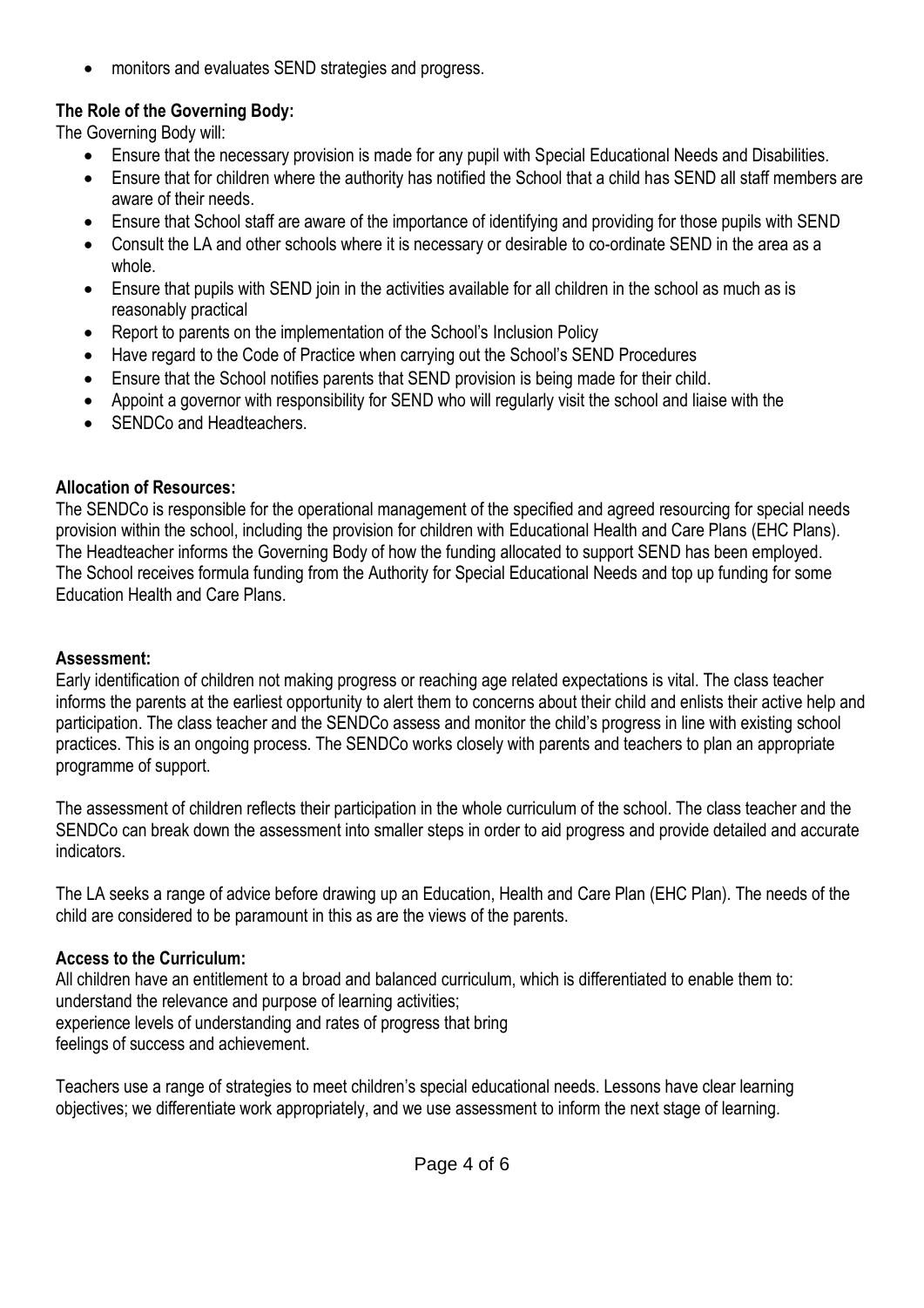- monitors and evaluates SEND strategies and progress.

**The Role of the Governing Body:**

The Governing Body will:

- Ensure that the necessary provision is made for any pupil with Special Educational Needs and Disabilities.
- Ensure that for children where the authority has notified the School that a child has SEND all staff members are aware of their needs.
- Ensure that School staff are aware of the importance of identifying and providing for those pupils with SEND
- Consult the LA and other schools where it is necessary or desirable to co-ordinate SEND in the area as a whole.
- Ensure that pupils with SEND join in the activities available for all children in the school as much as is reasonably practical
- Report to parents on the implementation of the School's Inclusion Policy
- Have regard to the Code of Practice when carrying out the School's SEND Procedures
- Ensure that the School notifies parents that SEND provision is being made for their child.
- Appoint a governor with responsibility for SEND who will regularly visit the school and liaise with the
- SENDCo and Headteachers.

**Allocation of Resources:**

The SENDCo is responsible for the operational management of the specified and agreed resourcing for special needs provision within the school, including the provision for children with Educational Health and Care Plans (EHC Plans). The Headteacher informs the Governing Body of how the funding allocated to support SEND has been employed. The School receives formula funding from the Authority for Special Educational Needs and top up funding for some Education Health and Care Plans.

**Assessment:**

Early identification of children not making progress or reaching age related expectations is vital. The class teacher informs the parents at the earliest opportunity to alert them to concerns about their child and enlists their active help and participation. The class teacher and the SENDCo assess and monitor the child's progress in line with existing school practices. This is an ongoing process. The SENDCo works closely with parents and teachers to plan an appropriate programme of support.

The assessment of children reflects their participation in the whole curriculum of the school. The class teacher and the SENDCo can break down the assessment into smaller steps in order to aid progress and provide detailed and accurate indicators.

The LA seeks a range of advice before drawing up an Education, Health and Care Plan (EHC Plan). The needs of the child are considered to be paramount in this as are the views of the parents.

**Access to the Curriculum:**

All children have an entitlement to a broad and balanced curriculum, which is differentiated to enable them to:
understand the relevance and purpose of learning activities;
experience levels of understanding and rates of progress that bring
feelings of success and achievement.

Teachers use a range of strategies to meet children's special educational needs. Lessons have clear learning objectives; we differentiate work appropriately, and we use assessment to inform the next stage of learning.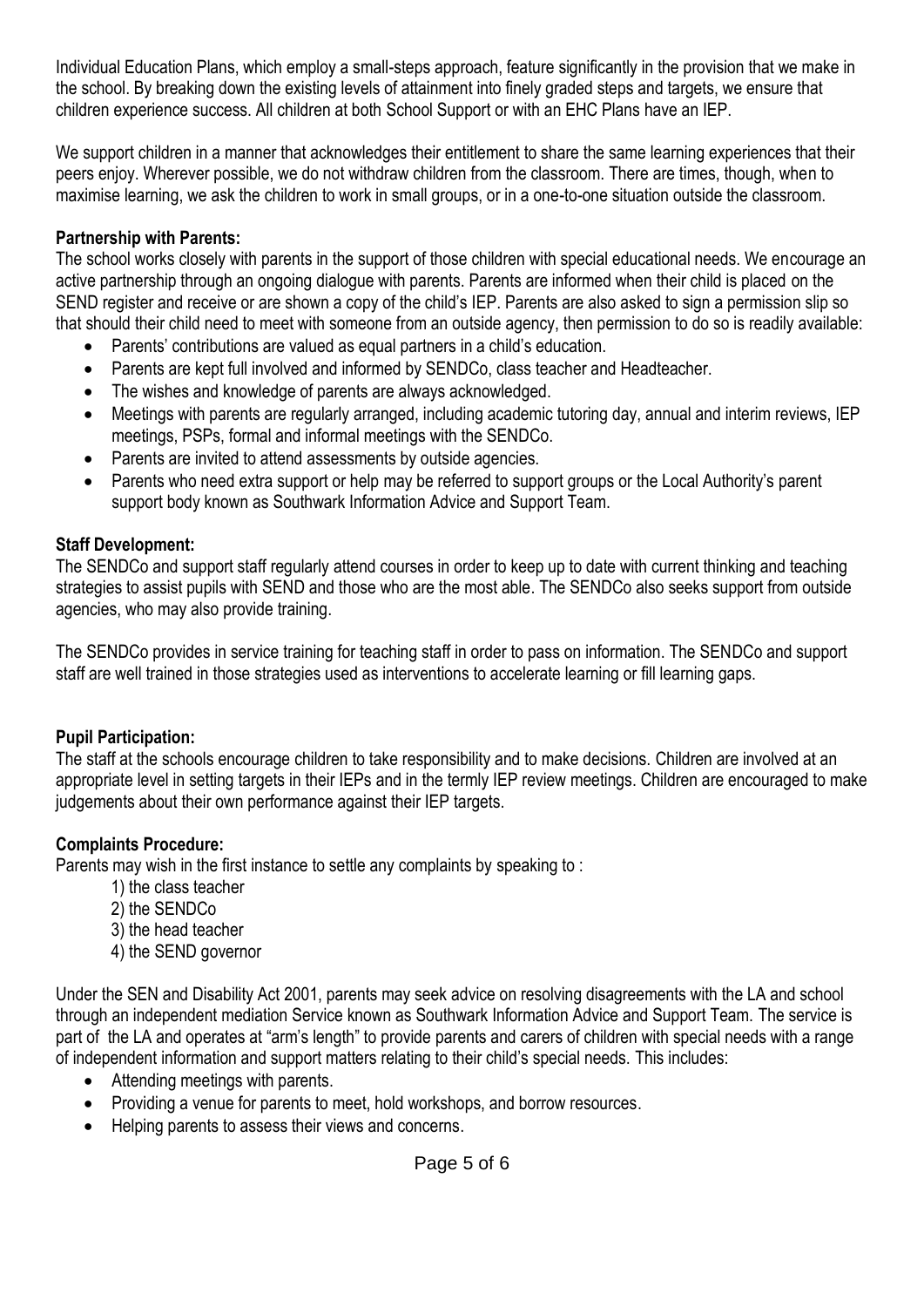Individual Education Plans, which employ a small-steps approach, feature significantly in the provision that we make in the school. By breaking down the existing levels of attainment into finely graded steps and targets, we ensure that children experience success. All children at both School Support or with an EHC Plans have an IEP.

We support children in a manner that acknowledges their entitlement to share the same learning experiences that their peers enjoy. Wherever possible, we do not withdraw children from the classroom. There are times, though, when to maximise learning, we ask the children to work in small groups, or in a one-to-one situation outside the classroom.

**Partnership with Parents:**

The school works closely with parents in the support of those children with special educational needs. We encourage an active partnership through an ongoing dialogue with parents. Parents are informed when their child is placed on the SEND register and receive or are shown a copy of the child's IEP. Parents are also asked to sign a permission slip so that should their child need to meet with someone from an outside agency, then permission to do so is readily available:

- Parents' contributions are valued as equal partners in a child's education.
- Parents are kept full involved and informed by SENDCo, class teacher and Headteacher.
- The wishes and knowledge of parents are always acknowledged.
- Meetings with parents are regularly arranged, including academic tutoring day, annual and interim reviews, IEP meetings, PSPs, formal and informal meetings with the SENDCo.
- Parents are invited to attend assessments by outside agencies.
- Parents who need extra support or help may be referred to support groups or the Local Authority's parent support body known as Southwark Information Advice and Support Team.

**Staff Development:**

The SENDCo and support staff regularly attend courses in order to keep up to date with current thinking and teaching strategies to assist pupils with SEND and those who are the most able. The SENDCo also seeks support from outside agencies, who may also provide training.

The SENDCo provides in service training for teaching staff in order to pass on information. The SENDCo and support staff are well trained in those strategies used as interventions to accelerate learning or fill learning gaps.

**Pupil Participation:**

The staff at the schools encourage children to take responsibility and to make decisions. Children are involved at an appropriate level in setting targets in their IEPs and in the termly IEP review meetings. Children are encouraged to make judgements about their own performance against their IEP targets.

**Complaints Procedure:**

Parents may wish in the first instance to settle any complaints by speaking to :

1) the class teacher
2) the SENDCo
3) the head teacher
4) the SEND governor

Under the SEN and Disability Act 2001, parents may seek advice on resolving disagreements with the LA and school through an independent mediation Service known as Southwark Information Advice and Support Team. The service is part of the LA and operates at "arm's length" to provide parents and carers of children with special needs with a range of independent information and support matters relating to their child's special needs. This includes:

- Attending meetings with parents.
- Providing a venue for parents to meet, hold workshops, and borrow resources.
- Helping parents to assess their views and concerns.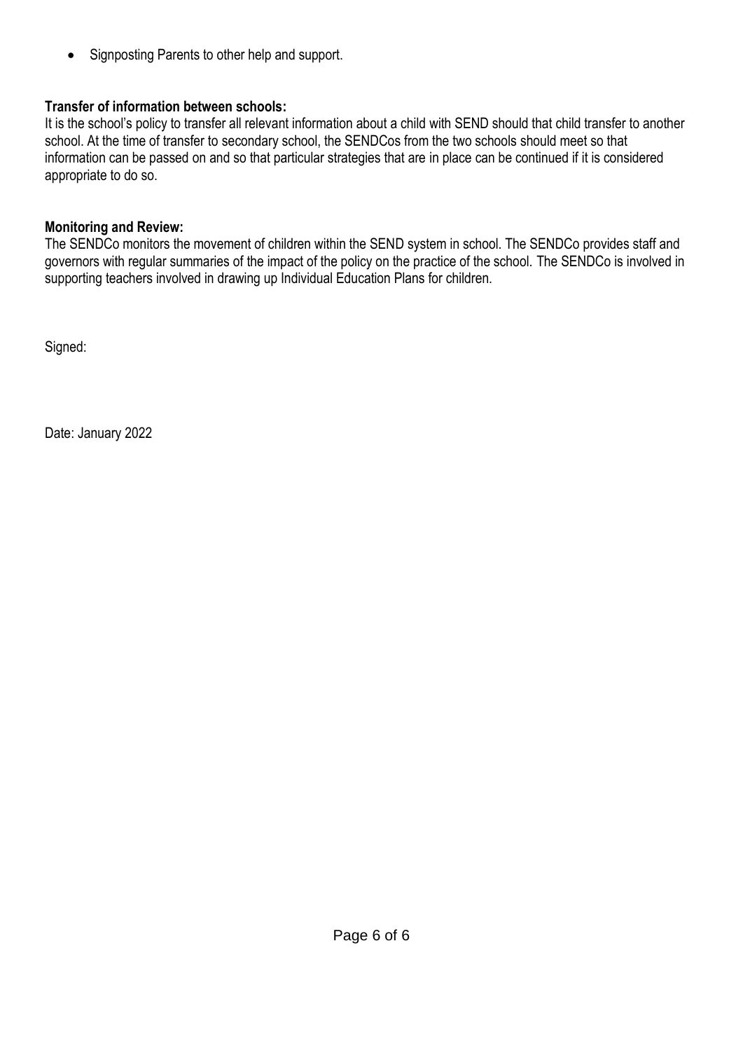- Signposting Parents to other help and support.

**Transfer of information between schools:**
It is the school's policy to transfer all relevant information about a child with SEND should that child transfer to another school. At the time of transfer to secondary school, the SENDCos from the two schools should meet so that information can be passed on and so that particular strategies that are in place can be continued if it is considered appropriate to do so.

**Monitoring and Review:**
The SENDCo monitors the movement of children within the SEND system in school. The SENDCo provides staff and governors with regular summaries of the impact of the policy on the practice of the school. The SENDCo is involved in supporting teachers involved in drawing up Individual Education Plans for children.

Signed:

Date: January 2022